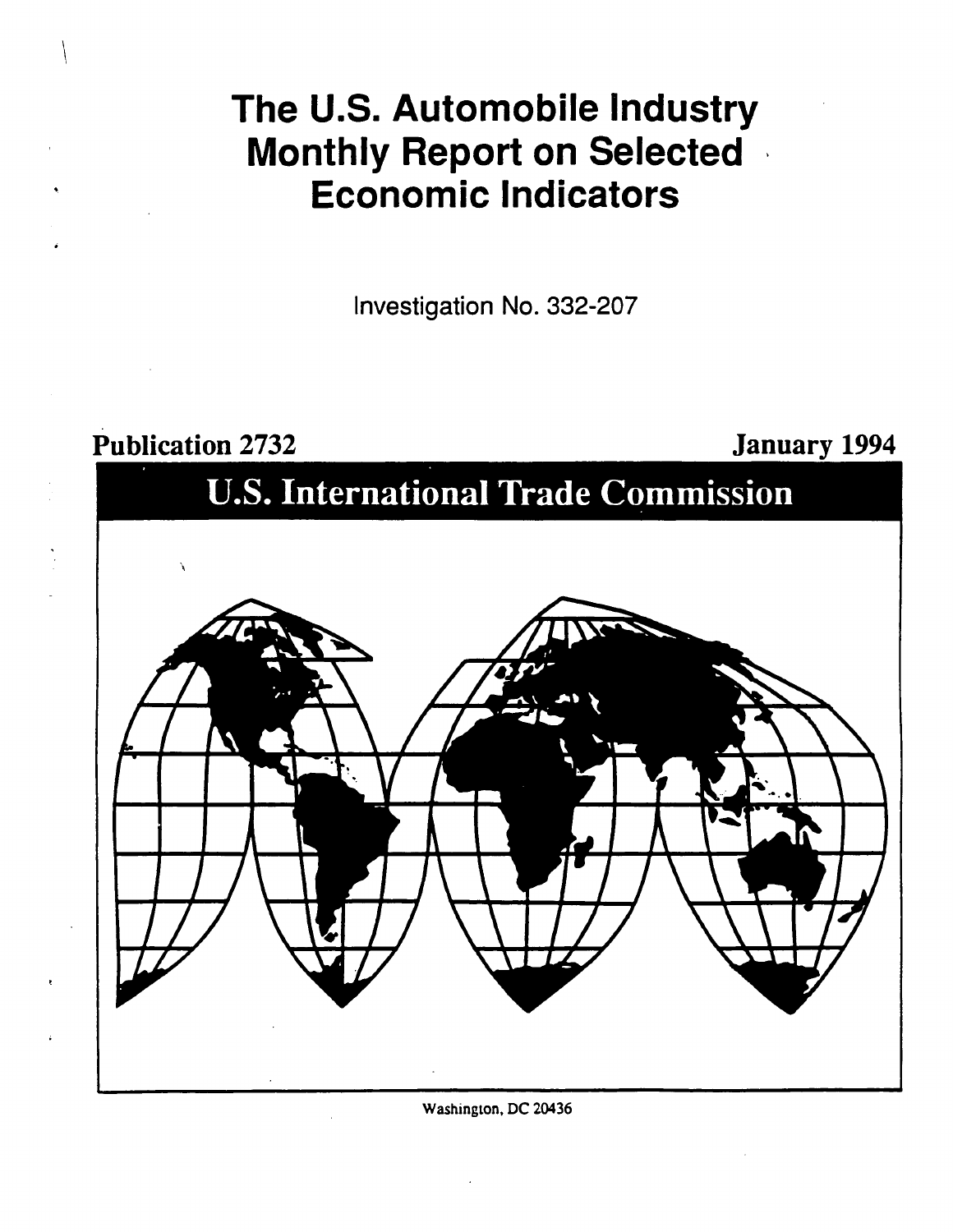# The U.S. Automobile Industry Monthly Report on Selected Economic Indicators

Investigation No. 332-207

**Publication 2732** **January 1994**

## U.S. International Trade Commission

Washington, DC 20436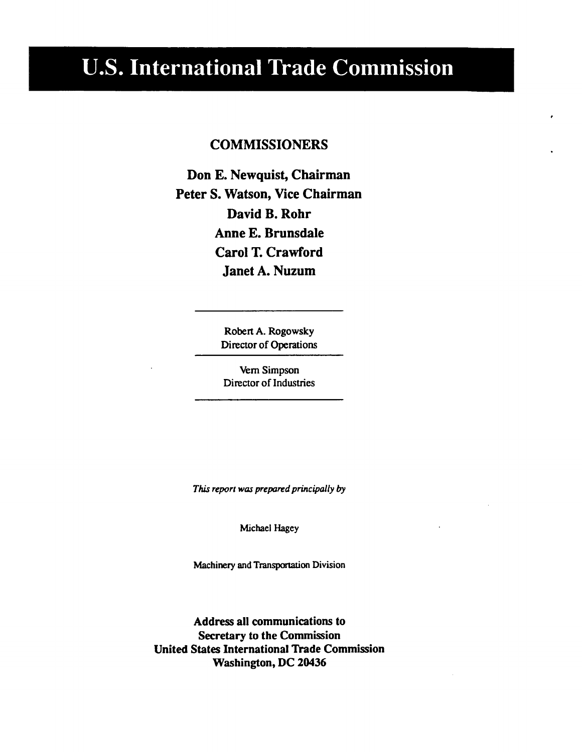# U.S. International Trade Commission

## COMMISSIONERS

**Don E. Newquist, Chairman**
**Peter S. Watson, Vice Chairman**
**David B. Rohr**
**Anne E. Brunsdale**
**Carol T. Crawford**
**Janet A. Nuzum**

---

Robert A. Rogowsky
Director of Operations

---

Vern Simpson
Director of Industries

---

*This report was prepared principally by*

Michael Hagey

Machinery and Transportation Division

**Address all communications to**
**Secretary to the Commission**
**United States International Trade Commission**
**Washington, DC 20436**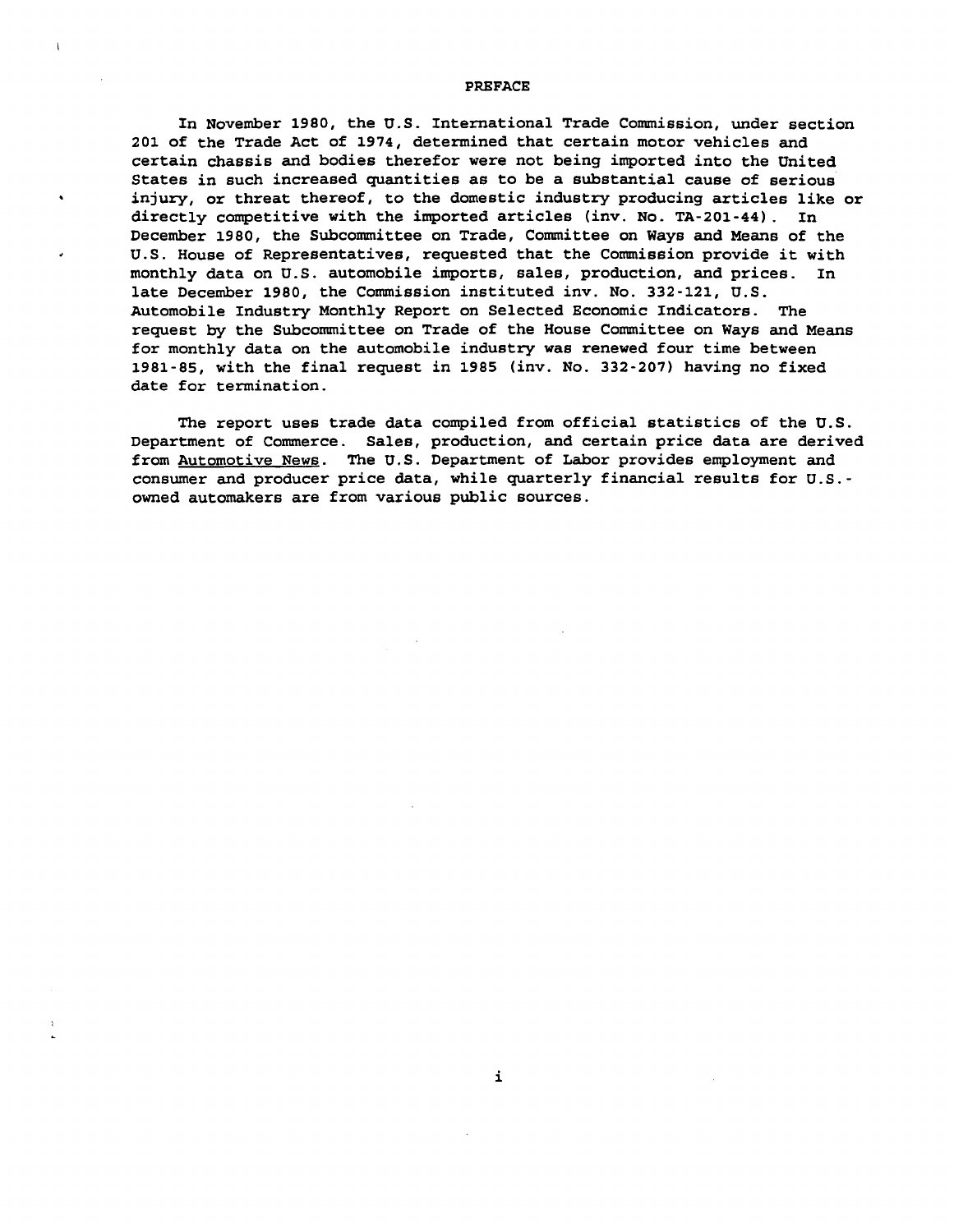# PREFACE

In November 1980, the U.S. International Trade Commission, under section 201 of the Trade Act of 1974, determined that certain motor vehicles and certain chassis and bodies therefor were not being imported into the United States in such increased quantities as to be a substantial cause of serious injury, or threat thereof, to the domestic industry producing articles like or directly competitive with the imported articles (inv. No. TA-201-44). In December 1980, the Subcommittee on Trade, Committee on Ways and Means of the U.S. House of Representatives, requested that the Commission provide it with monthly data on U.S. automobile imports, sales, production, and prices. In late December 1980, the Commission instituted inv. No. 332-121, U.S. Automobile Industry Monthly Report on Selected Economic Indicators. The request by the Subcommittee on Trade of the House Committee on Ways and Means for monthly data on the automobile industry was renewed four time between 1981-85, with the final request in 1985 (inv. No. 332-207) having no fixed date for termination.

The report uses trade data compiled from official statistics of the U.S. Department of Commerce. Sales, production, and certain price data are derived from Automotive News. The U.S. Department of Labor provides employment and consumer and producer price data, while quarterly financial results for U.S.-owned automakers are from various public sources.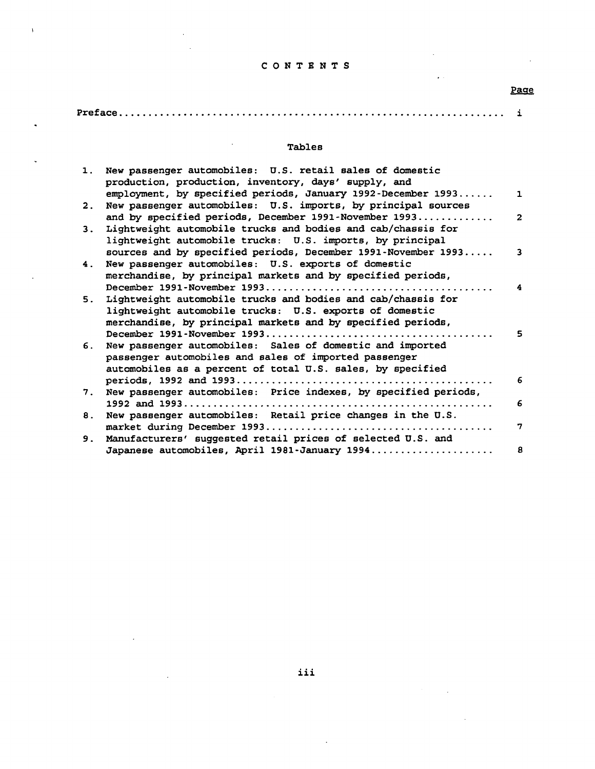# CONTENTS

| | Page |
|---|---|
| Preface | i |

## Tables

| | | |
|---|---|---|
| 1. | New passenger automobiles: U.S. retail sales of domestic production, production, inventory, days' supply, and employment, by specified periods, January 1992-December 1993 | 1 |
| 2. | New passenger automobiles: U.S. imports, by principal sources and by specified periods, December 1991-November 1993 | 2 |
| 3. | Lightweight automobile trucks and bodies and cab/chassis for lightweight automobile trucks: U.S. imports, by principal sources and by specified periods, December 1991-November 1993 | 3 |
| 4. | New passenger automobiles: U.S. exports of domestic merchandise, by principal markets and by specified periods, December 1991-November 1993 | 4 |
| 5. | Lightweight automobile trucks and bodies and cab/chassis for lightweight automobile trucks: U.S. exports of domestic merchandise, by principal markets and by specified periods, December 1991-November 1993 | 5 |
| 6. | New passenger automobiles: Sales of domestic and imported passenger automobiles and sales of imported passenger automobiles as a percent of total U.S. sales, by specified periods, 1992 and 1993 | 6 |
| 7. | New passenger automobiles: Price indexes, by specified periods, 1992 and 1993 | 6 |
| 8. | New passenger automobiles: Retail price changes in the U.S. market during December 1993 | 7 |
| 9. | Manufacturers' suggested retail prices of selected U.S. and Japanese automobiles, April 1981-January 1994 | 8 |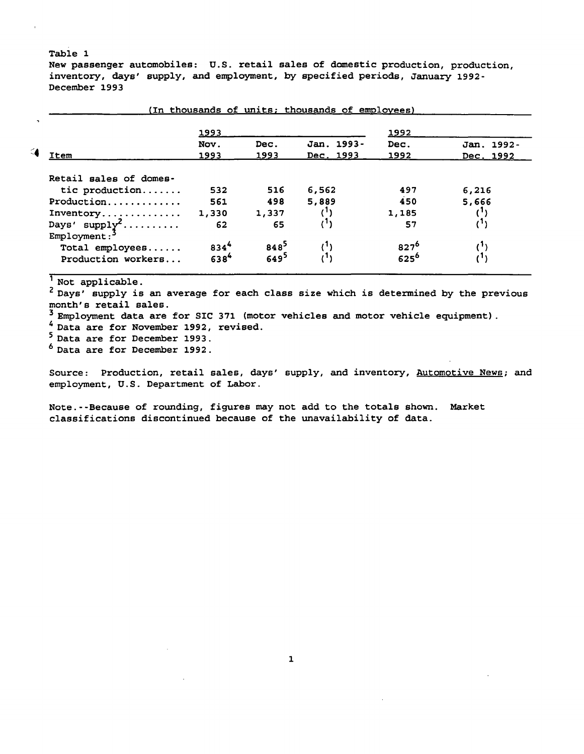Table 1

New passenger automobiles: U.S. retail sales of domestic production, production, inventory, days' supply, and employment, by specified periods, January 1992-December 1993

(In thousands of units; thousands of employees)

| Item | 1993 | | | 1992 | |
|---|---|---|---|---|---|
| | Nov. 1993 | Dec. 1993 | Jan. 1993-Dec. 1993 | Dec. 1992 | Jan. 1992-Dec. 1992 |
| Retail sales of domestic production....... | 532 | 516 | 6,562 | 497 | 6,216 |
| Production............. | 561 | 498 | 5,889 | 450 | 5,666 |
| Inventory.............. | 1,330 | 1,337 | ([1]) | 1,185 | ([1]) |
| Days' supply[2].......... | 62 | 65 | ([1]) | 57 | ([1]) |
| Employment:[3] | | | | | |
| Total employees...... | 834[4] | 848[5] | ([1]) | 827[6] | ([1]) |
| Production workers... | 638[4] | 649[5] | ([1]) | 625[6] | ([1]) |

[1] Not applicable.

[2] Days' supply is an average for each class size which is determined by the previous month's retail sales.

[3] Employment data are for SIC 371 (motor vehicles and motor vehicle equipment).

[4] Data are for November 1992, revised.

[5] Data are for December 1993.

[6] Data are for December 1992.

Source: Production, retail sales, days' supply, and inventory, *Automotive News*; and employment, U.S. Department of Labor.

Note.--Because of rounding, figures may not add to the totals shown. Market classifications discontinued because of the unavailability of data.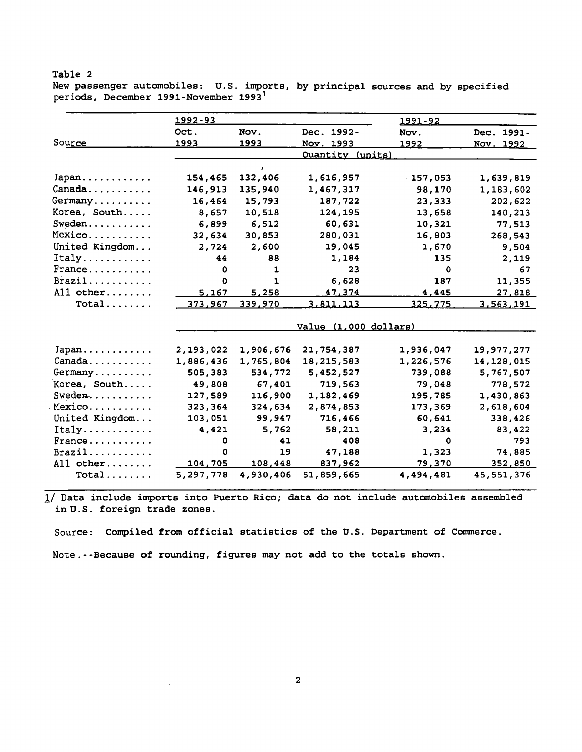Table 2

New passenger automobiles: U.S. imports, by principal sources and by specified periods, December 1991-November 1993[1]

| Source | 1992-93 Oct. 1993 | Nov. 1993 | Dec. 1992-Nov. 1993 | 1991-92 Nov. 1992 | Dec. 1991-Nov. 1992 |
|---|---|---|---|---|---|
| | Quantity (units) | | | | |
| Japan | 154,465 | 132,406 | 1,616,957 | 157,053 | 1,639,819 |
| Canada | 146,913 | 135,940 | 1,467,317 | 98,170 | 1,183,602 |
| Germany | 16,464 | 15,793 | 187,722 | 23,333 | 202,622 |
| Korea, South | 8,657 | 10,518 | 124,195 | 13,658 | 140,213 |
| Sweden | 6,899 | 6,512 | 60,631 | 10,321 | 77,513 |
| Mexico | 32,634 | 30,853 | 280,031 | 16,803 | 268,543 |
| United Kingdom | 2,724 | 2,600 | 19,045 | 1,670 | 9,504 |
| Italy | 44 | 88 | 1,184 | 135 | 2,119 |
| France | 0 | 1 | 23 | 0 | 67 |
| Brazil | 0 | 1 | 6,628 | 187 | 11,355 |
| All other | 5,167 | 5,258 | 47,374 | 4,445 | 27,818 |
| Total | 373,967 | 339,970 | 3,811,113 | 325,775 | 3,563,191 |
| | Value (1,000 dollars) | | | | |
| Japan | 2,193,022 | 1,906,676 | 21,754,387 | 1,936,047 | 19,977,277 |
| Canada | 1,886,436 | 1,765,804 | 18,215,583 | 1,226,576 | 14,128,015 |
| Germany | 505,383 | 534,772 | 5,452,527 | 739,088 | 5,767,507 |
| Korea, South | 49,808 | 67,401 | 719,563 | 79,048 | 778,572 |
| Sweden | 127,589 | 116,900 | 1,182,469 | 195,785 | 1,430,863 |
| Mexico | 323,364 | 324,634 | 2,874,853 | 173,369 | 2,618,604 |
| United Kingdom | 103,051 | 99,947 | 716,466 | 60,641 | 338,426 |
| Italy | 4,421 | 5,762 | 58,211 | 3,234 | 83,422 |
| France | 0 | 41 | 408 | 0 | 793 |
| Brazil | 0 | 19 | 47,188 | 1,323 | 74,885 |
| All other | 104,705 | 108,448 | 837,962 | 79,370 | 352,850 |
| Total | 5,297,778 | 4,930,406 | 51,859,665 | 4,494,481 | 45,551,376 |

1/ Data include imports into Puerto Rico; data do not include automobiles assembled in U.S. foreign trade zones.

Source: Compiled from official statistics of the U.S. Department of Commerce.

Note.--Because of rounding, figures may not add to the totals shown.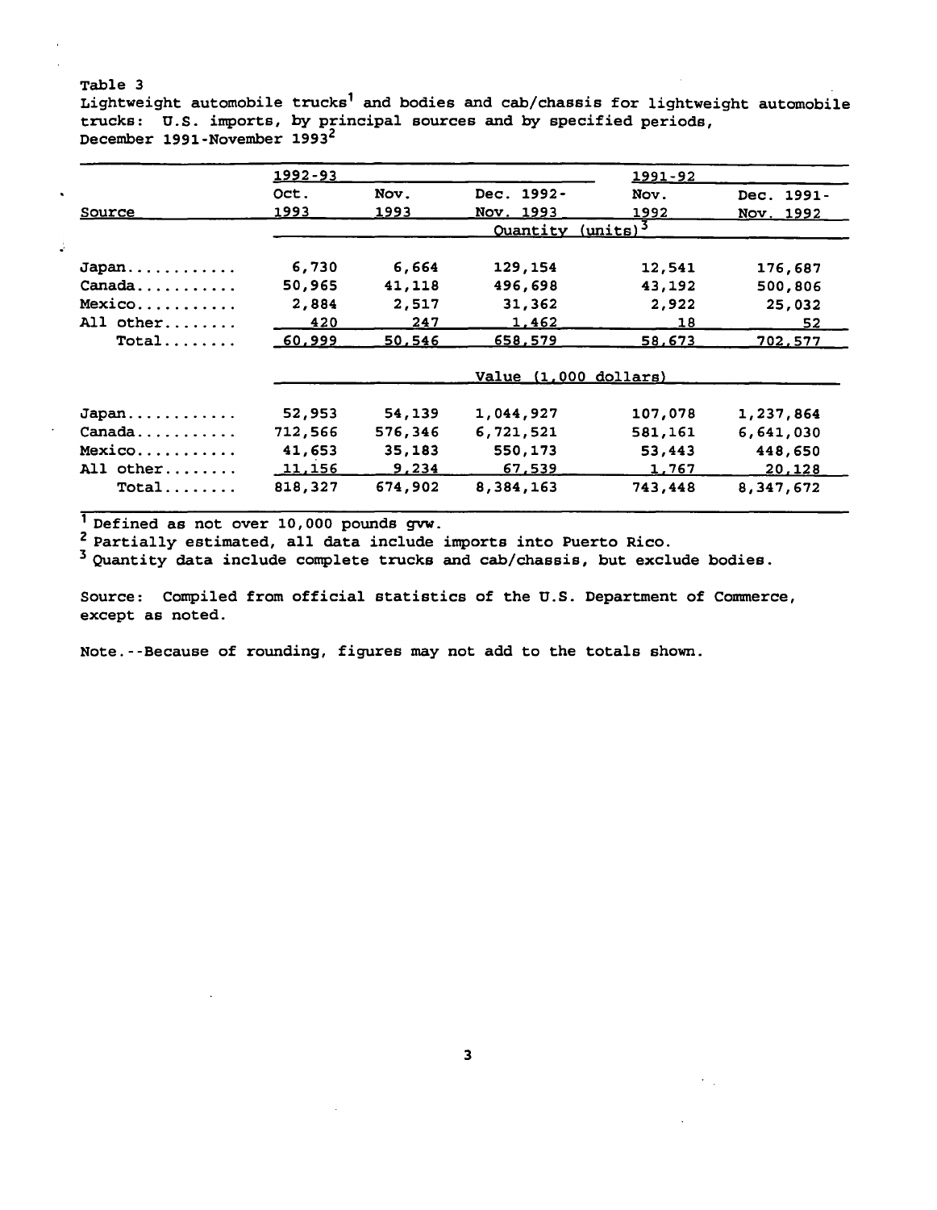Table 3

Lightweight automobile trucks[1] and bodies and cab/chassis for lightweight automobile trucks: U.S. imports, by principal sources and by specified periods, December 1991-November 1993[2]

| Source | 1992-93 | | | 1991-92 | |
|---|---|---|---|---|---|
| | Oct. 1993 | Nov. 1993 | Dec. 1992-Nov. 1993 | Nov. 1992 | Dec. 1991-Nov. 1992 |
| | Quantity (units)[3] | | | | |
| Japan | 6,730 | 6,664 | 129,154 | 12,541 | 176,687 |
| Canada | 50,965 | 41,118 | 496,698 | 43,192 | 500,806 |
| Mexico | 2,884 | 2,517 | 31,362 | 2,922 | 25,032 |
| All other | 420 | 247 | 1,462 | 18 | 52 |
| Total | 60,999 | 50,546 | 658,579 | 58,673 | 702,577 |
| | Value (1,000 dollars) | | | | |
| Japan | 52,953 | 54,139 | 1,044,927 | 107,078 | 1,237,864 |
| Canada | 712,566 | 576,346 | 6,721,521 | 581,161 | 6,641,030 |
| Mexico | 41,653 | 35,183 | 550,173 | 53,443 | 448,650 |
| All other | 11,156 | 9,234 | 67,539 | 1,767 | 20,128 |
| Total | 818,327 | 674,902 | 8,384,163 | 743,448 | 8,347,672 |

[1] Defined as not over 10,000 pounds gvw.

[2] Partially estimated, all data include imports into Puerto Rico.

[3] Quantity data include complete trucks and cab/chassis, but exclude bodies.

Source: Compiled from official statistics of the U.S. Department of Commerce, except as noted.

Note.--Because of rounding, figures may not add to the totals shown.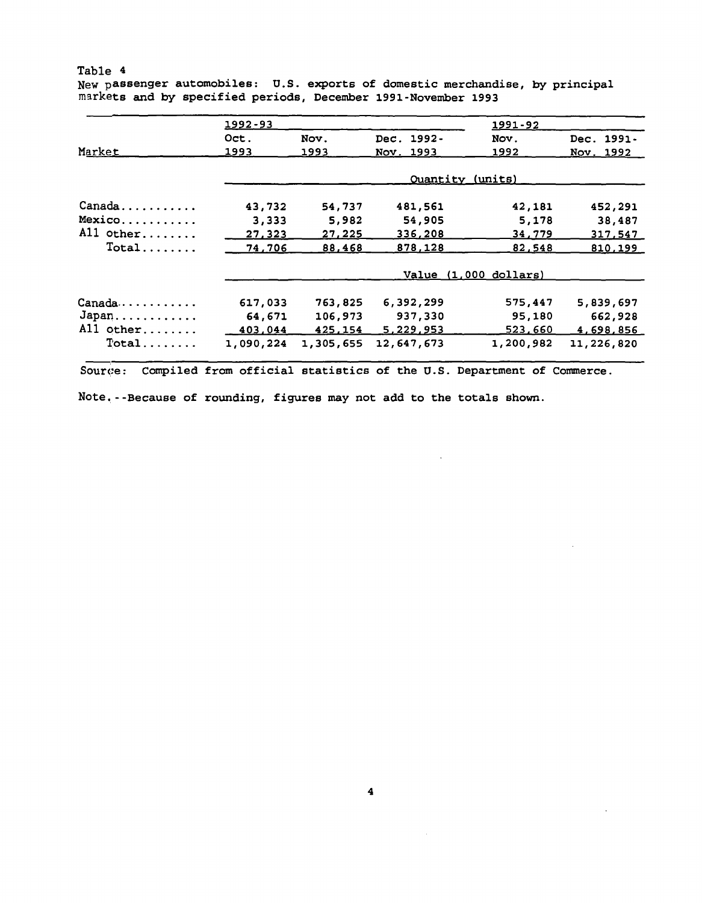Table 4

New passenger automobiles: U.S. exports of domestic merchandise, by principal markets and by specified periods, December 1991-November 1993

| Market | 1992-93 Oct. 1993 | Nov. 1993 | Dec. 1992-Nov. 1993 | 1991-92 Nov. 1992 | Dec. 1991-Nov. 1992 |
|---|---|---|---|---|---|
| | Quantity (units) | | | | |
| Canada | 43,732 | 54,737 | 481,561 | 42,181 | 452,291 |
| Mexico | 3,333 | 5,982 | 54,905 | 5,178 | 38,487 |
| All other | 27,323 | 27,225 | 336,208 | 34,779 | 317,547 |
| Total | 74,706 | 88,468 | 878,128 | 82,548 | 810,199 |
| | Value (1,000 dollars) | | | | |
| Canada | 617,033 | 763,825 | 6,392,299 | 575,447 | 5,839,697 |
| Japan | 64,671 | 106,973 | 937,330 | 95,180 | 662,928 |
| All other | 403,044 | 425,154 | 5,229,953 | 523,660 | 4,698,856 |
| Total | 1,090,224 | 1,305,655 | 12,647,673 | 1,200,982 | 11,226,820 |

Source: Compiled from official statistics of the U.S. Department of Commerce.

Note.--Because of rounding, figures may not add to the totals shown.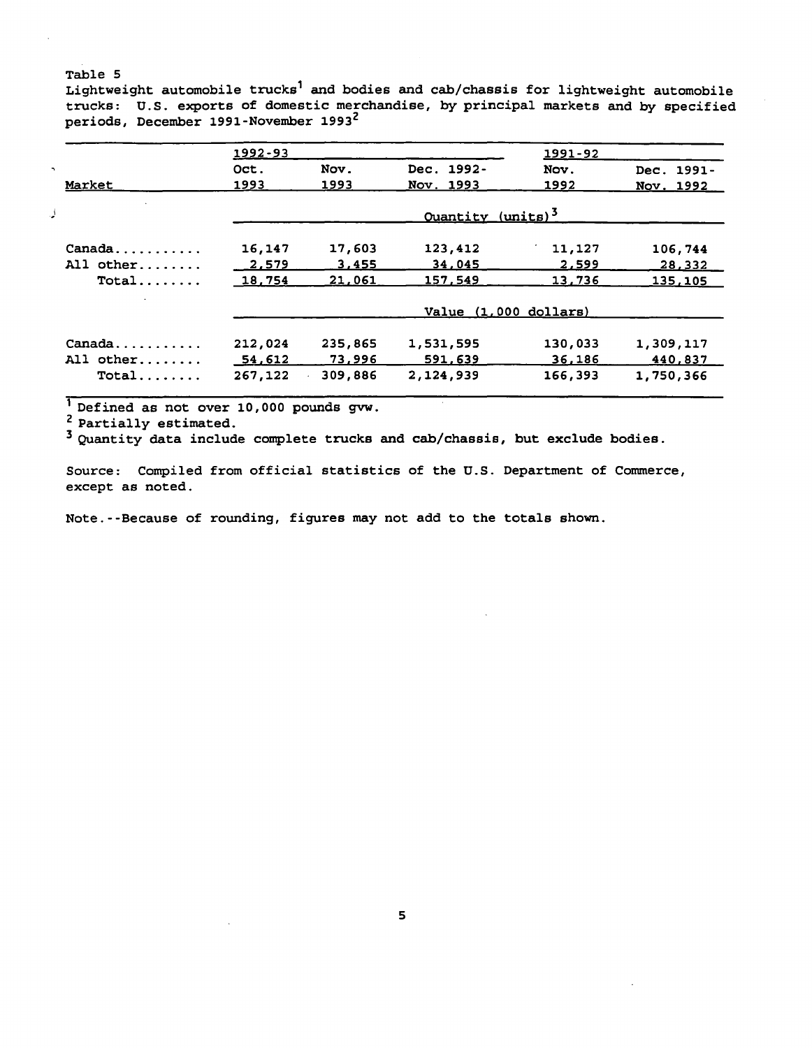Table 5

Lightweight automobile trucks[1] and bodies and cab/chassis for lightweight automobile trucks: U.S. exports of domestic merchandise, by principal markets and by specified periods, December 1991-November 1993[2]

| | 1992-93 | | | 1991-92 | |
|---|---|---|---|---|---|
| Market | Oct. 1993 | Nov. 1993 | Dec. 1992-Nov. 1993 | Nov. 1992 | Dec. 1991-Nov. 1992 |
| | Quantity (units)[3] | | | | |
| Canada | 16,147 | 17,603 | 123,412 | 11,127 | 106,744 |
| All other | 2,579 | 3,455 | 34,045 | 2,599 | 28,332 |
| Total | 18,754 | 21,061 | 157,549 | 13,736 | 135,105 |
| | Value (1,000 dollars) | | | | |
| Canada | 212,024 | 235,865 | 1,531,595 | 130,033 | 1,309,117 |
| All other | 54,612 | 73,996 | 591,639 | 36,186 | 440,837 |
| Total | 267,122 | 309,886 | 2,124,939 | 166,393 | 1,750,366 |

[1] Defined as not over 10,000 pounds gvw.

[2] Partially estimated.

[3] Quantity data include complete trucks and cab/chassis, but exclude bodies.

Source: Compiled from official statistics of the U.S. Department of Commerce, except as noted.

Note.--Because of rounding, figures may not add to the totals shown.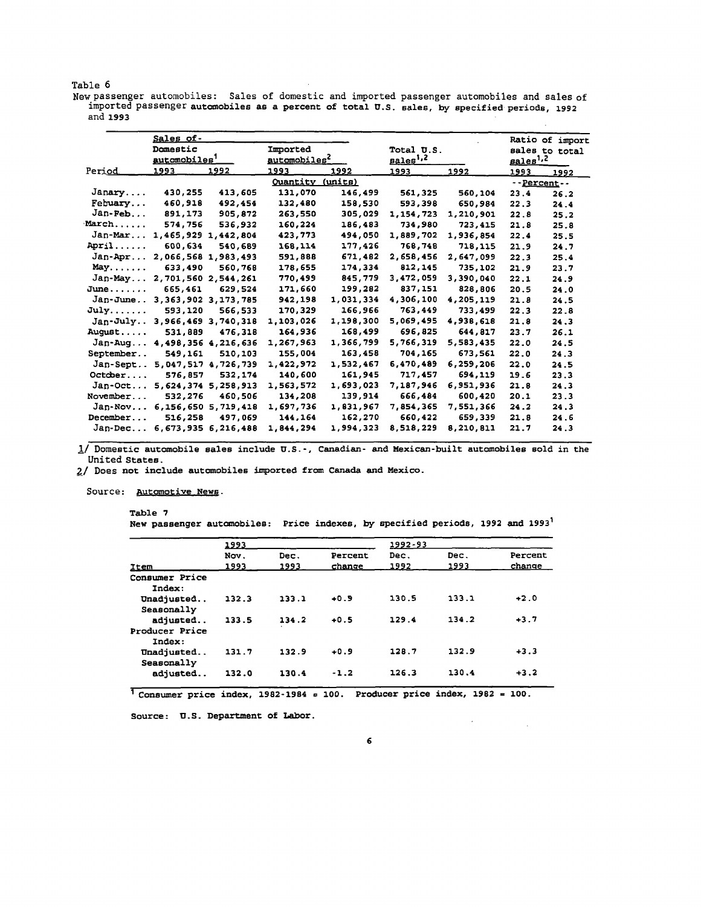Table 6

New passenger automobiles: Sales of domestic and imported passenger automobiles and sales of imported passenger automobiles as a percent of total U.S. sales, by specified periods, 1992 and 1993

| | Sales of- | | | | | | Ratio of import sales to total sales[1,2] | |
|---|---|---|---|---|---|---|---|---|
| | Domestic automobiles[1] | | Imported automobiles[2] | | Total U.S. sales[1,2] | | | |
| Period | 1993 | 1992 | 1993 | 1992 | 1993 | 1992 | 1993 | 1992 |
| | Quantity (units) | | | | | | --Percent-- | |
| Janary.... | 430,255 | 413,605 | 131,070 | 146,499 | 561,325 | 560,104 | 23.4 | 26.2 |
| Febuary... | 460,918 | 492,454 | 132,480 | 158,530 | 593,398 | 650,984 | 22.3 | 24.4 |
| Jan-Feb... | 891,173 | 905,872 | 263,550 | 305,029 | 1,154,723 | 1,210,901 | 22.8 | 25.2 |
| March...... | 574,756 | 536,932 | 160,224 | 186,483 | 734,980 | 723,415 | 21.8 | 25.8 |
| Jan-Mar... | 1,465,929 | 1,442,804 | 423,773 | 494,050 | 1,889,702 | 1,936,854 | 22.4 | 25.5 |
| April...... | 600,634 | 540,689 | 168,114 | 177,426 | 768,748 | 718,115 | 21.9 | 24.7 |
| Jan-Apr... | 2,066,568 | 1,983,493 | 591,888 | 671,482 | 2,658,456 | 2,647,099 | 22.3 | 25.4 |
| May....... | 633,490 | 560,768 | 178,655 | 174,334 | 812,145 | 735,102 | 21.9 | 23.7 |
| Jan-May... | 2,701,560 | 2,544,261 | 770,499 | 845,779 | 3,472,059 | 3,390,040 | 22.1 | 24.9 |
| June....... | 665,461 | 629,524 | 171,660 | 199,282 | 837,151 | 828,806 | 20.5 | 24.0 |
| Jan-June.. | 3,363,902 | 3,173,785 | 942,198 | 1,031,334 | 4,306,100 | 4,205,119 | 21.8 | 24.5 |
| July....... | 593,120 | 566,533 | 170,329 | 166,966 | 763,449 | 733,499 | 22.3 | 22.8 |
| Jan-July.. | 3,966,469 | 3,740,318 | 1,103,026 | 1,198,300 | 5,069,495 | 4,938,618 | 21.8 | 24.3 |
| August..... | 531,889 | 476,318 | 164,936 | 168,499 | 696,825 | 644,817 | 23.7 | 26.1 |
| Jan-Aug... | 4,498,356 | 4,216,636 | 1,267,963 | 1,366,799 | 5,766,319 | 5,583,435 | 22.0 | 24.5 |
| September.. | 549,161 | 510,103 | 155,004 | 163,458 | 704,165 | 673,561 | 22.0 | 24.3 |
| Jan-Sept.. | 5,047,517 | 4,726,739 | 1,422,972 | 1,532,467 | 6,470,489 | 6,259,206 | 22.0 | 24.5 |
| October.... | 576,857 | 532,174 | 140,600 | 161,945 | 717,457 | 694,119 | 19.6 | 23.3 |
| Jan-Oct... | 5,624,374 | 5,258,913 | 1,563,572 | 1,693,023 | 7,187,946 | 6,951,936 | 21.8 | 24.3 |
| November... | 532,276 | 460,506 | 134,208 | 139,914 | 666,484 | 600,420 | 20.1 | 23.3 |
| Jan-Nov... | 6,156,650 | 5,719,418 | 1,697,736 | 1,831,967 | 7,854,365 | 7,551,366 | 24.2 | 24.3 |
| December... | 516,258 | 497,069 | 144,164 | 162,270 | 660,422 | 659,339 | 21.8 | 24.6 |
| Jan-Dec... | 6,673,935 | 6,216,488 | 1,844,294 | 1,994,323 | 8,518,229 | 8,210,811 | 21.7 | 24.3 |

1/ Domestic automobile sales include U.S.-, Canadian- and Mexican-built automobiles sold in the United States.

2/ Does not include automobiles imported from Canada and Mexico.

Source: Automotive News.

Table 7

New passenger automobiles: Price indexes, by specified periods, 1992 and 1993[1]

| | 1993 | | | 1992-93 | | |
|---|---|---|---|---|---|---|
| Item | Nov. 1993 | Dec. 1993 | Percent change | Dec. 1992 | Dec. 1993 | Percent change |
| Consumer Price Index: | | | | | | |
| Unadjusted.. | 132.3 | 133.1 | +0.9 | 130.5 | 133.1 | +2.0 |
| Seasonally adjusted.. | 133.5 | 134.2 | +0.5 | 129.4 | 134.2 | +3.7 |
| Producer Price Index: | | | | | | |
| Unadjusted.. | 131.7 | 132.9 | +0.9 | 128.7 | 132.9 | +3.3 |
| Seasonally adjusted.. | 132.0 | 130.4 | -1.2 | 126.3 | 130.4 | +3.2 |

[1] Consumer price index, 1982-1984 = 100. Producer price index, 1982 = 100.

Source: U.S. Department of Labor.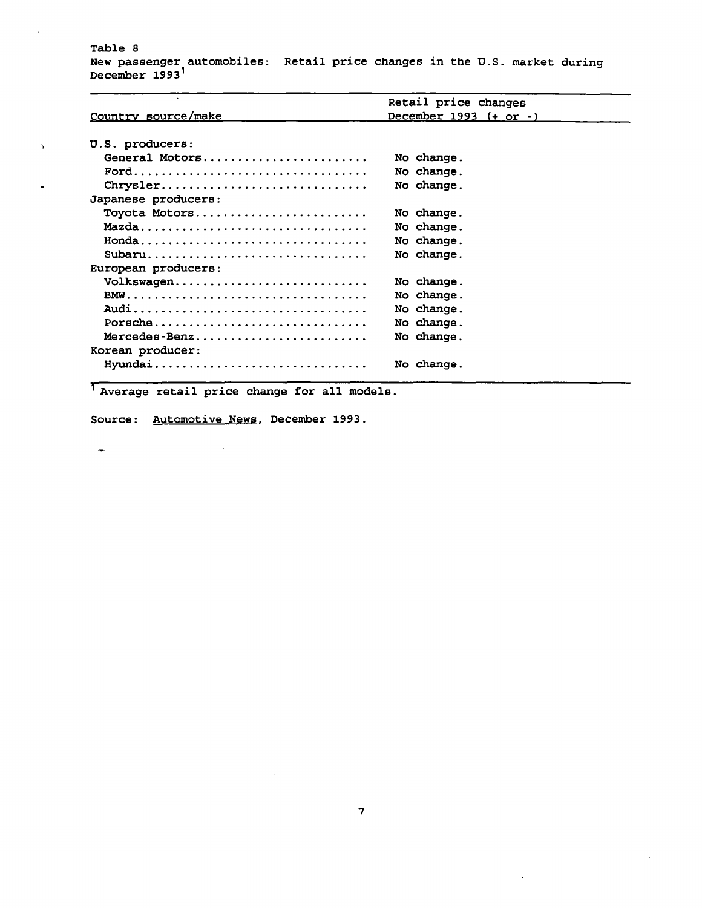Table 8

New passenger automobiles: Retail price changes in the U.S. market during December 1993[1]

| Country source/make | Retail price changes December 1993 (+ or -) |
|---|---|
| U.S. producers: | |
| General Motors | No change. |
| Ford | No change. |
| Chrysler | No change. |
| Japanese producers: | |
| Toyota Motors | No change. |
| Mazda | No change. |
| Honda | No change. |
| Subaru | No change. |
| European producers: | |
| Volkswagen | No change. |
| BMW | No change. |
| Audi | No change. |
| Porsche | No change. |
| Mercedes-Benz | No change. |
| Korean producer: | |
| Hyundai | No change. |

[1] Average retail price change for all models.

Source: Automotive News, December 1993.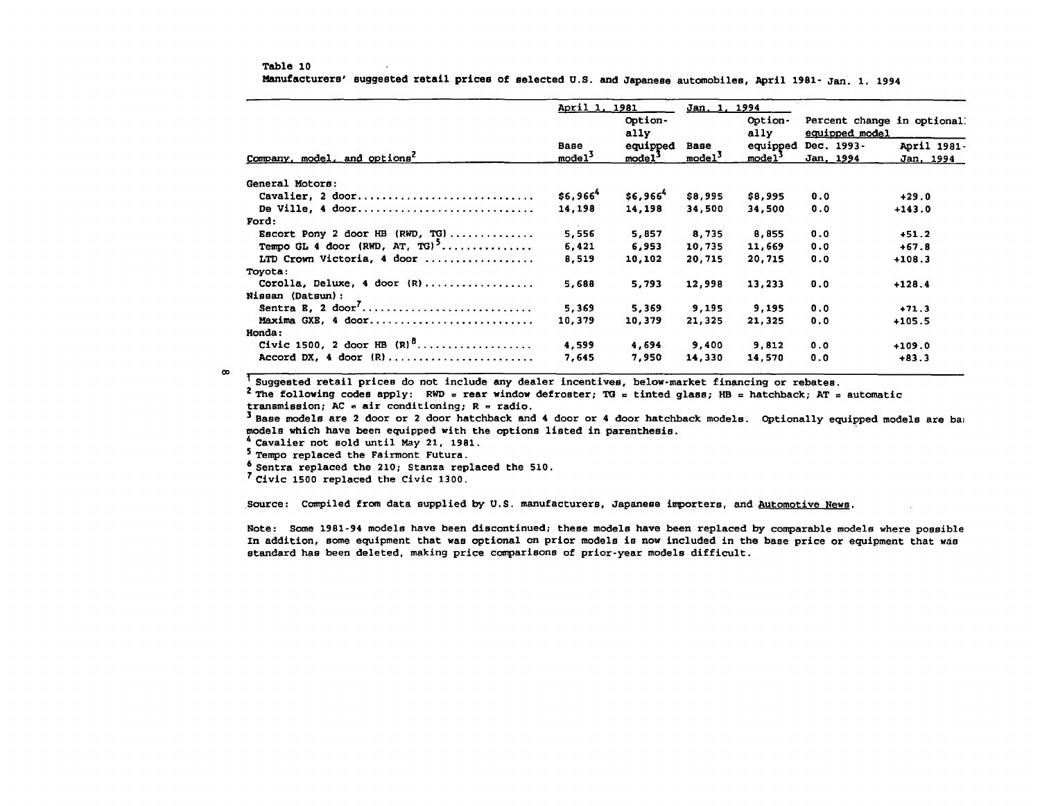Table 10

Manufacturers' suggested retail prices of selected U.S. and Japanese automobiles, April 1981- Jan. 1, 1994

| | April 1, 1981 | | Jan. 1, 1994 | | Percent change in optional equipped model | |
|---|---|---|---|---|---|---|
| Company, model, and options[2] | Base model[3] | Optionally equipped model[3] | Base model[3] | Optionally equipped model[3] | Dec. 1993- Jan. 1994 | April 1981- Jan. 1994 |
| General Motors: | | | | | | |
| Cavalier, 2 door | $6,966[4] | $6,966[4] | $8,995 | $8,995 | 0.0 | +29.0 |
| De Ville, 4 door | 14,198 | 14,198 | 34,500 | 34,500 | 0.0 | +143.0 |
| Ford: | | | | | | |
| Escort Pony 2 door HB (RWD, TG) | 5,556 | 5,857 | 8,735 | 8,855 | 0.0 | +51.2 |
| Tempo GL 4 door (RWD, AT, TG)[5] | 6,421 | 6,953 | 10,735 | 11,669 | 0.0 | +67.8 |
| LTD Crown Victoria, 4 door | 8,519 | 10,102 | 20,715 | 20,715 | 0.0 | +108.3 |
| Toyota: | | | | | | |
| Corolla, Deluxe, 4 door (R) | 5,688 | 5,793 | 12,998 | 13,233 | 0.0 | +128.4 |
| Nissan (Datsun): | | | | | | |
| Sentra E, 2 door[7] | 5,369 | 5,369 | 9,195 | 9,195 | 0.0 | +71.3 |
| Maxima GXE, 4 door | 10,379 | 10,379 | 21,325 | 21,325 | 0.0 | +105.5 |
| Honda: | | | | | | |
| Civic 1500, 2 door HB (R)[8] | 4,599 | 4,694 | 9,400 | 9,812 | 0.0 | +109.0 |
| Accord DX, 4 door (R) | 7,645 | 7,950 | 14,330 | 14,570 | 0.0 | +83.3 |

[1] Suggested retail prices do not include any dealer incentives, below-market financing or rebates.
[2] The following codes apply: RWD = rear window defroster; TG = tinted glass; HB = hatchback; AT = automatic transmission; AC = air conditioning; R = radio.
[3] Base models are 2 door or 2 door hatchback and 4 door or 4 door hatchback models. Optionally equipped models are ba models which have been equipped with the options listed in parenthesis.
[4] Cavalier not sold until May 21, 1981.
[5] Tempo replaced the Fairmont Futura.
[6] Sentra replaced the 210; Stanza replaced the 510.
[7] Civic 1500 replaced the Civic 1300.

Source: Compiled from data supplied by U.S. manufacturers, Japanese importers, and Automotive News.

Note: Some 1981-94 models have been discontinued; these models have been replaced by comparable models where possible In addition, some equipment that was optional on prior models is now included in the base price or equipment that was standard has been deleted, making price comparisons of prior-year models difficult.